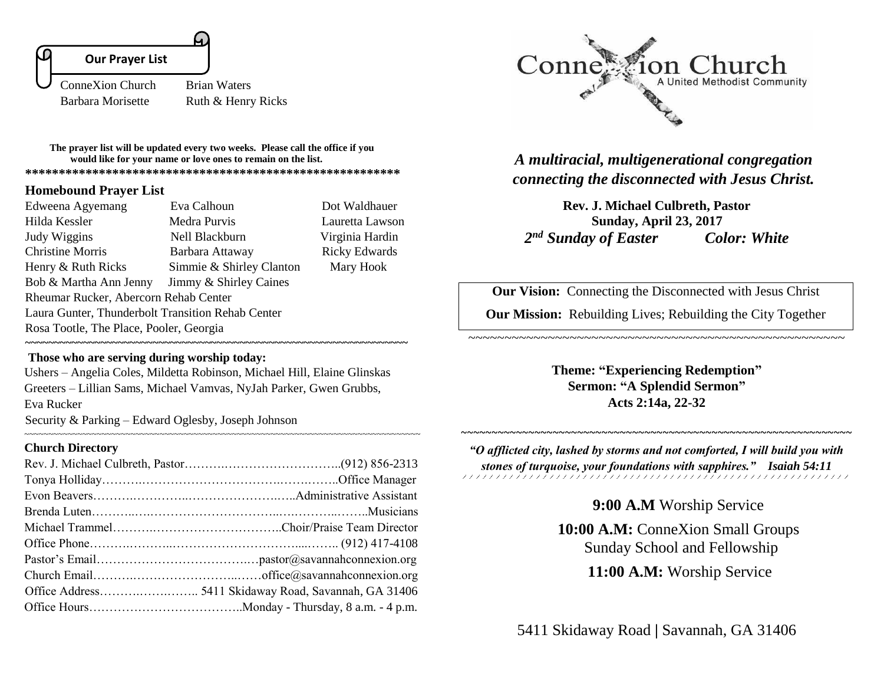## Our Prayer List

ConneXion Church　　Brian Waters
Barbara Morisette　　Ruth & Henry Ricks

**The prayer list will be updated every two weeks. Please call the office if you would like for your name or love ones to remain on the list.**

**\*\*\*\*\*\*\*\*\*\*\*\*\*\*\*\*\*\*\*\*\*\*\*\*\*\*\*\*\*\*\*\*\*\*\*\*\*\*\*\*\*\*\*\*\*\*\*\*\*\*\*\*\*\*\*\***

### Homebound Prayer List

| | | |
|---|---|---|
| Edweena Agyemang | Eva Calhoun | Dot Waldhauer |
| Hilda Kessler | Medra Purvis | Lauretta Lawson |
| Judy Wiggins | Nell Blackburn | Virginia Hardin |
| Christine Morris | Barbara Attaway | Ricky Edwards |
| Henry & Ruth Ricks | Simmie & Shirley Clanton | Mary Hook |
| Bob & Martha Ann Jenny | Jimmy & Shirley Caines | |

Rheumar Rucker, Abercorn Rehab Center
Laura Gunter, Thunderbolt Transition Rehab Center
Rosa Tootle, The Place, Pooler, Georgia

~~~~~~~~~~~~~~~~~~~~~~~~~~~~~~~~~~~~~~~~~~~~~~~~~~~~~~~~~~~~~~~~

**Those who are serving during worship today:**

Ushers – Angelia Coles, Mildetta Robinson, Michael Hill, Elaine Glinskas
Greeters – Lillian Sams, Michael Vamvas, NyJah Parker, Gwen Grubbs, Eva Rucker
Security & Parking – Edward Oglesby, Joseph Johnson

~~~~~~~~~~~~~~~~~~~~~~~~~~~~~~~~~~~~~~~~~~~~~~~~~~~~~~~~~~~~~~~~

### Church Directory

Rev. J. Michael Culbreth, Pastor……………………………………..(912) 856-2313
Tonya Holliday……………………………………………..Office Manager
Evon Beavers…………………………………………..Administrative Assistant
Brenda Luten……………………………………………………..Musicians
Michael Trammel……………………………………..Choir/Praise Team Director
Office Phone……………………………………………….. (912) 417-4108
Pastor's Email…………………………………pastor@savannahconnexion.org
Church Email………………………………office@savannahconnexion.org
Office Address………………….. 5411 Skidaway Road, Savannah, GA 31406
Office Hours……………………………..Monday - Thursday, 8 a.m. - 4 p.m.

# ConneXion Church
A United Methodist Community

***A multiracial, multigenerational congregation connecting the disconnected with Jesus Christ.***

**Rev. J. Michael Culbreth, Pastor**
**Sunday, April 23, 2017**
***2nd Sunday of Easter　　Color: White***

**Our Vision:** Connecting the Disconnected with Jesus Christ
**Our Mission:** Rebuilding Lives; Rebuilding the City Together

~~~~~~~~~~~~~~~~~~~~~~~~~~~~~~~~~~~~~~~~~~~~~~~~~~~~~~~

**Theme: "Experiencing Redemption"**
**Sermon: "A Splendid Sermon"**
**Acts 2:14a, 22-32**

~~~~~~~~~~~~~~~~~~~~~~~~~~~~~~~~~~~~~~~~~~~~~~~~~~~~~~~

***"O afflicted city, lashed by storms and not comforted, I will build you with stones of turquoise, your foundations with sapphires."　Isaiah 54:11***

**9:00 A.M** Worship Service
**10:00 A.M:** ConneXion Small Groups
Sunday School and Fellowship
**11:00 A.M:** Worship Service

5411 Skidaway Road | Savannah, GA 31406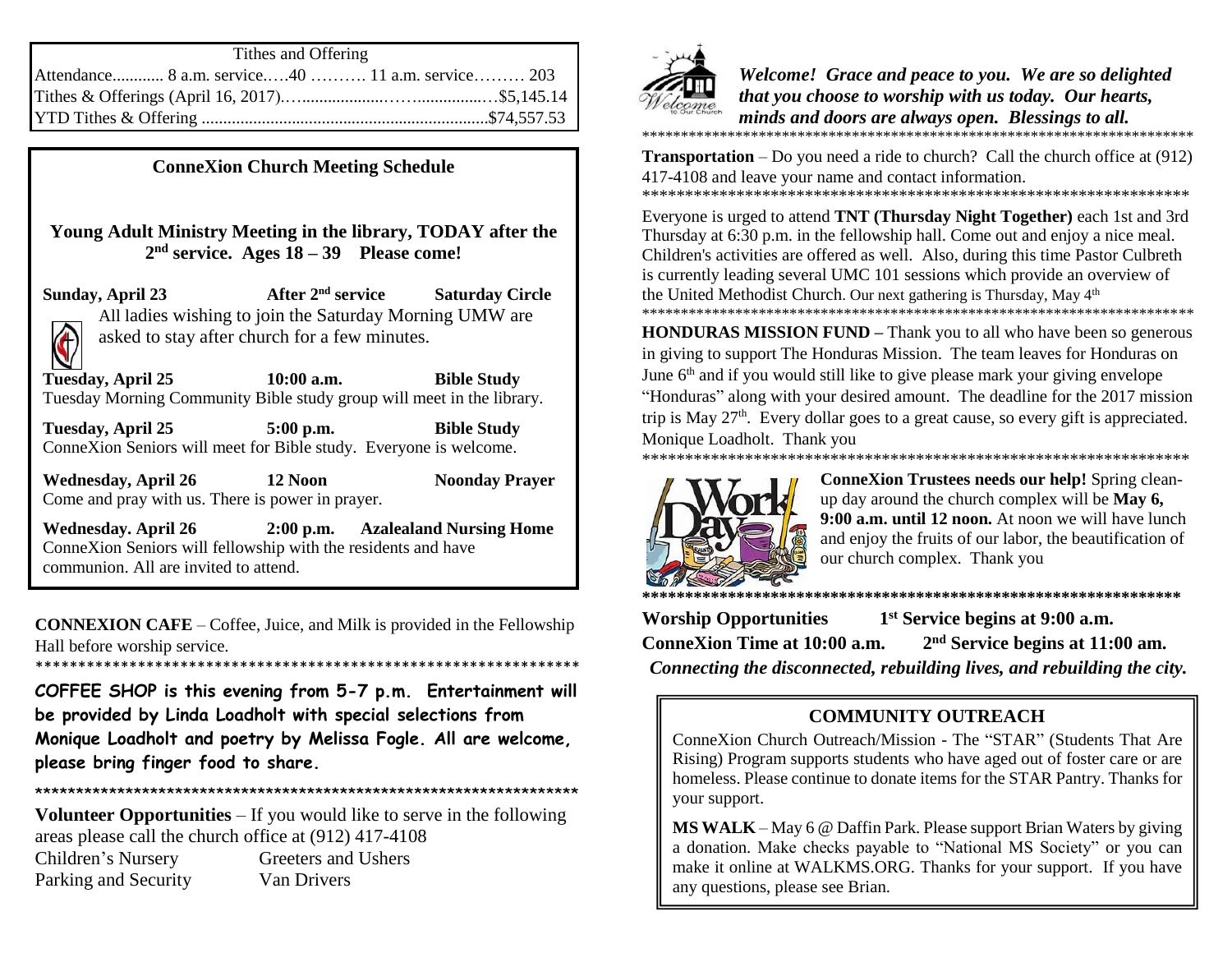| Tithes and Offering | |
|---|---|
| Attendance............ 8 a.m. service.….40 ………. 11 a.m. service……… 203 | |
| Tithes & Offerings (April 16, 2017).…...................……............… | $5,145.14 |
| YTD Tithes & Offering ................................................................... | $74,557.53 |

## ConneXion Church Meeting Schedule

**Young Adult Ministry Meeting in the library, TODAY after the 2nd service. Ages 18 – 39 Please come!**

**Sunday, April 23** **After 2nd service** **Saturday Circle**
All ladies wishing to join the Saturday Morning UMW are asked to stay after church for a few minutes.

**Tuesday, April 25** **10:00 a.m.** **Bible Study**
Tuesday Morning Community Bible study group will meet in the library.

**Tuesday, April 25** **5:00 p.m.** **Bible Study**
ConneXion Seniors will meet for Bible study. Everyone is welcome.

**Wednesday, April 26** **12 Noon** **Noonday Prayer**
Come and pray with us. There is power in prayer.

**Wednesday. April 26** **2:00 p.m.** **Azalealand Nursing Home**
ConneXion Seniors will fellowship with the residents and have communion. All are invited to attend.

**CONNEXION CAFE** – Coffee, Juice, and Milk is provided in the Fellowship Hall before worship service.

*****************************************************************

**COFFEE SHOP is this evening from 5-7 p.m. Entertainment will be provided by Linda Loadholt with special selections from Monique Loadholt and poetry by Melissa Fogle. All are welcome, please bring finger food to share.**

*****************************************************************

**Volunteer Opportunities** – If you would like to serve in the following areas please call the church office at (912) 417-4108

Children's Nursery　　Greeters and Ushers
Parking and Security　　Van Drivers

***Welcome! Grace and peace to you. We are so delighted that you choose to worship with us today. Our hearts, minds and doors are always open. Blessings to all.***

*****************************************************************

**Transportation** – Do you need a ride to church? Call the church office at (912) 417-4108 and leave your name and contact information.

*****************************************************************

Everyone is urged to attend **TNT (Thursday Night Together)** each 1st and 3rd Thursday at 6:30 p.m. in the fellowship hall. Come out and enjoy a nice meal. Children's activities are offered as well. Also, during this time Pastor Culbreth is currently leading several UMC 101 sessions which provide an overview of the United Methodist Church. Our next gathering is Thursday, May 4th

*****************************************************************

**HONDURAS MISSION FUND –** Thank you to all who have been so generous in giving to support The Honduras Mission. The team leaves for Honduras on June 6th and if you would still like to give please mark your giving envelope "Honduras" along with your desired amount. The deadline for the 2017 mission trip is May 27th. Every dollar goes to a great cause, so every gift is appreciated. Monique Loadholt. Thank you

*****************************************************************

**ConneXion Trustees needs our help!** Spring clean-up day around the church complex will be **May 6, 9:00 a.m. until 12 noon.** At noon we will have lunch and enjoy the fruits of our labor, the beautification of our church complex. Thank you

*****************************************************************

**Worship Opportunities** **1st Service begins at 9:00 a.m.**
**ConneXion Time at 10:00 a.m.** **2nd Service begins at 11:00 am.**

***Connecting the disconnected, rebuilding lives, and rebuilding the city.***

## COMMUNITY OUTREACH

ConneXion Church Outreach/Mission - The "STAR" (Students That Are Rising) Program supports students who have aged out of foster care or are homeless. Please continue to donate items for the STAR Pantry. Thanks for your support.

**MS WALK** – May 6 @ Daffin Park. Please support Brian Waters by giving a donation. Make checks payable to "National MS Society" or you can make it online at WALKMS.ORG. Thanks for your support. If you have any questions, please see Brian.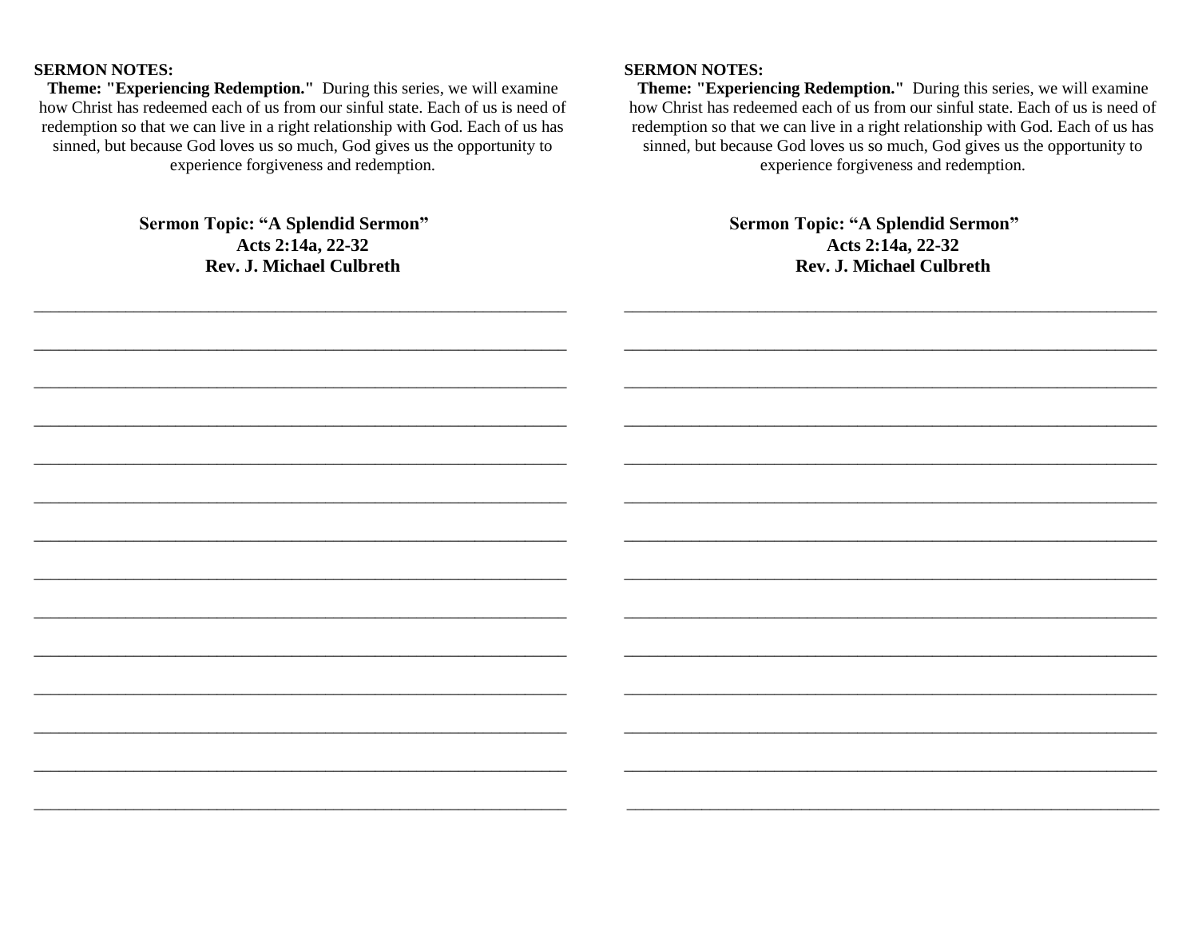**SERMON NOTES:**

**Theme: "Experiencing Redemption."** During this series, we will examine how Christ has redeemed each of us from our sinful state. Each of us is need of redemption so that we can live in a right relationship with God. Each of us has sinned, but because God loves us so much, God gives us the opportunity to experience forgiveness and redemption.

**Sermon Topic: "A Splendid Sermon"**
**Acts 2:14a, 22-32**
**Rev. J. Michael Culbreth**

______________________________________________________________

______________________________________________________________

______________________________________________________________

______________________________________________________________

______________________________________________________________

______________________________________________________________

______________________________________________________________

______________________________________________________________

______________________________________________________________

______________________________________________________________

______________________________________________________________

______________________________________________________________

______________________________________________________________

______________________________________________________________

**SERMON NOTES:**

**Theme: "Experiencing Redemption."** During this series, we will examine how Christ has redeemed each of us from our sinful state. Each of us is need of redemption so that we can live in a right relationship with God. Each of us has sinned, but because God loves us so much, God gives us the opportunity to experience forgiveness and redemption.

**Sermon Topic: "A Splendid Sermon"**
**Acts 2:14a, 22-32**
**Rev. J. Michael Culbreth**

______________________________________________________________

______________________________________________________________

______________________________________________________________

______________________________________________________________

______________________________________________________________

______________________________________________________________

______________________________________________________________

______________________________________________________________

______________________________________________________________

______________________________________________________________

______________________________________________________________

______________________________________________________________

______________________________________________________________

______________________________________________________________